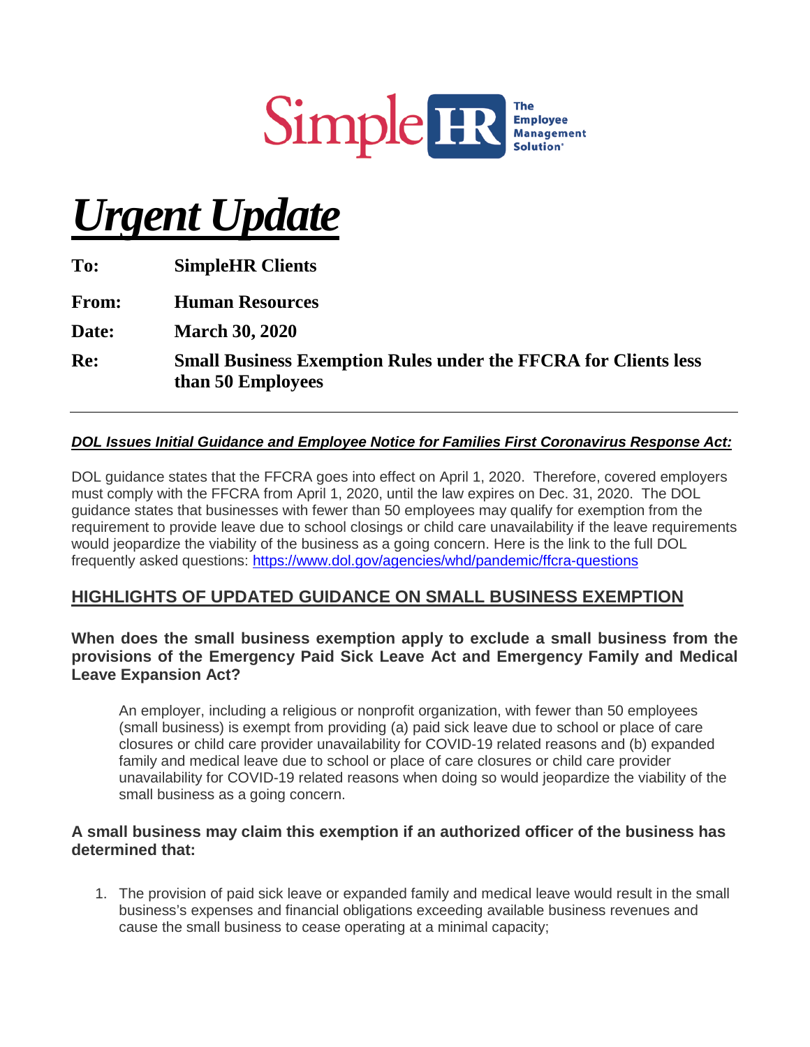SimpleHR The Employee Management Solution

# ***Urgent Update***

**To:** **SimpleHR Clients**

**From:** **Human Resources**

**Date:** **March 30, 2020**

**Re:** **Small Business Exemption Rules under the FFCRA for Clients less than 50 Employees**

---

***DOL Issues Initial Guidance and Employee Notice for Families First Coronavirus Response Act:***

DOL guidance states that the FFCRA goes into effect on April 1, 2020. Therefore, covered employers must comply with the FFCRA from April 1, 2020, until the law expires on Dec. 31, 2020. The DOL guidance states that businesses with fewer than 50 employees may qualify for exemption from the requirement to provide leave due to school closings or child care unavailability if the leave requirements would jeopardize the viability of the business as a going concern. Here is the link to the full DOL frequently asked questions: https://www.dol.gov/agencies/whd/pandemic/ffcra-questions

## HIGHLIGHTS OF UPDATED GUIDANCE ON SMALL BUSINESS EXEMPTION

### When does the small business exemption apply to exclude a small business from the provisions of the Emergency Paid Sick Leave Act and Emergency Family and Medical Leave Expansion Act?

An employer, including a religious or nonprofit organization, with fewer than 50 employees (small business) is exempt from providing (a) paid sick leave due to school or place of care closures or child care provider unavailability for COVID-19 related reasons and (b) expanded family and medical leave due to school or place of care closures or child care provider unavailability for COVID-19 related reasons when doing so would jeopardize the viability of the small business as a going concern.

### A small business may claim this exemption if an authorized officer of the business has determined that:

1. The provision of paid sick leave or expanded family and medical leave would result in the small business's expenses and financial obligations exceeding available business revenues and cause the small business to cease operating at a minimal capacity;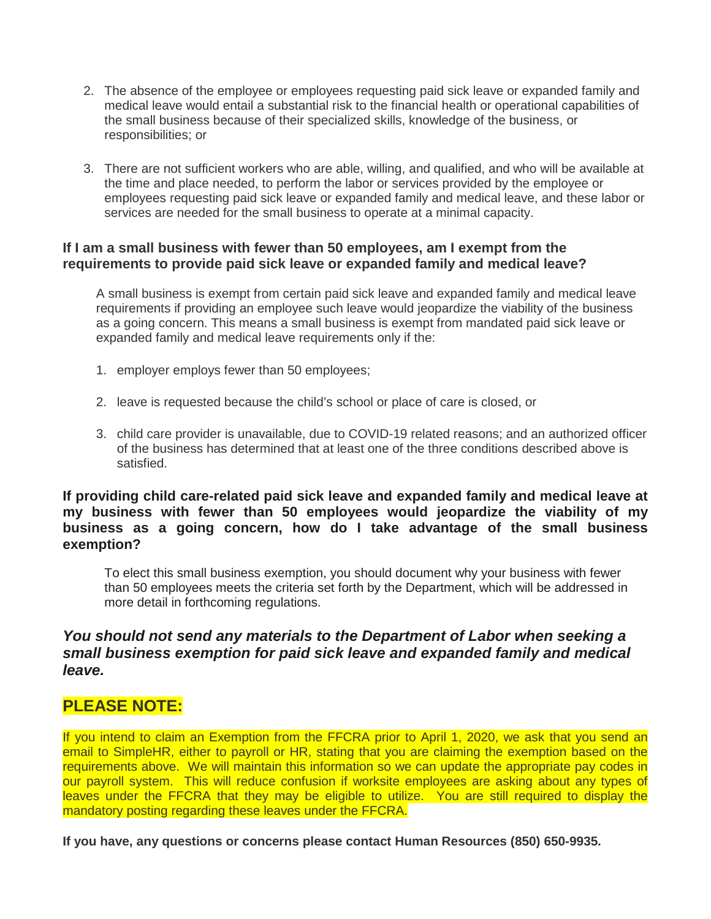2. The absence of the employee or employees requesting paid sick leave or expanded family and medical leave would entail a substantial risk to the financial health or operational capabilities of the small business because of their specialized skills, knowledge of the business, or responsibilities; or

3. There are not sufficient workers who are able, willing, and qualified, and who will be available at the time and place needed, to perform the labor or services provided by the employee or employees requesting paid sick leave or expanded family and medical leave, and these labor or services are needed for the small business to operate at a minimal capacity.

**If I am a small business with fewer than 50 employees, am I exempt from the requirements to provide paid sick leave or expanded family and medical leave?**

A small business is exempt from certain paid sick leave and expanded family and medical leave requirements if providing an employee such leave would jeopardize the viability of the business as a going concern. This means a small business is exempt from mandated paid sick leave or expanded family and medical leave requirements only if the:

1. employer employs fewer than 50 employees;

2. leave is requested because the child's school or place of care is closed, or

3. child care provider is unavailable, due to COVID-19 related reasons; and an authorized officer of the business has determined that at least one of the three conditions described above is satisfied.

**If providing child care-related paid sick leave and expanded family and medical leave at my business with fewer than 50 employees would jeopardize the viability of my business as a going concern, how do I take advantage of the small business exemption?**

To elect this small business exemption, you should document why your business with fewer than 50 employees meets the criteria set forth by the Department, which will be addressed in more detail in forthcoming regulations.

***You should not send any materials to the Department of Labor when seeking a small business exemption for paid sick leave and expanded family and medical leave.***

## PLEASE NOTE:

If you intend to claim an Exemption from the FFCRA prior to April 1, 2020, we ask that you send an email to SimpleHR, either to payroll or HR, stating that you are claiming the exemption based on the requirements above. We will maintain this information so we can update the appropriate pay codes in our payroll system. This will reduce confusion if worksite employees are asking about any types of leaves under the FFCRA that they may be eligible to utilize. You are still required to display the mandatory posting regarding these leaves under the FFCRA.

**If you have, any questions or concerns please contact Human Resources (850) 650-9935.**